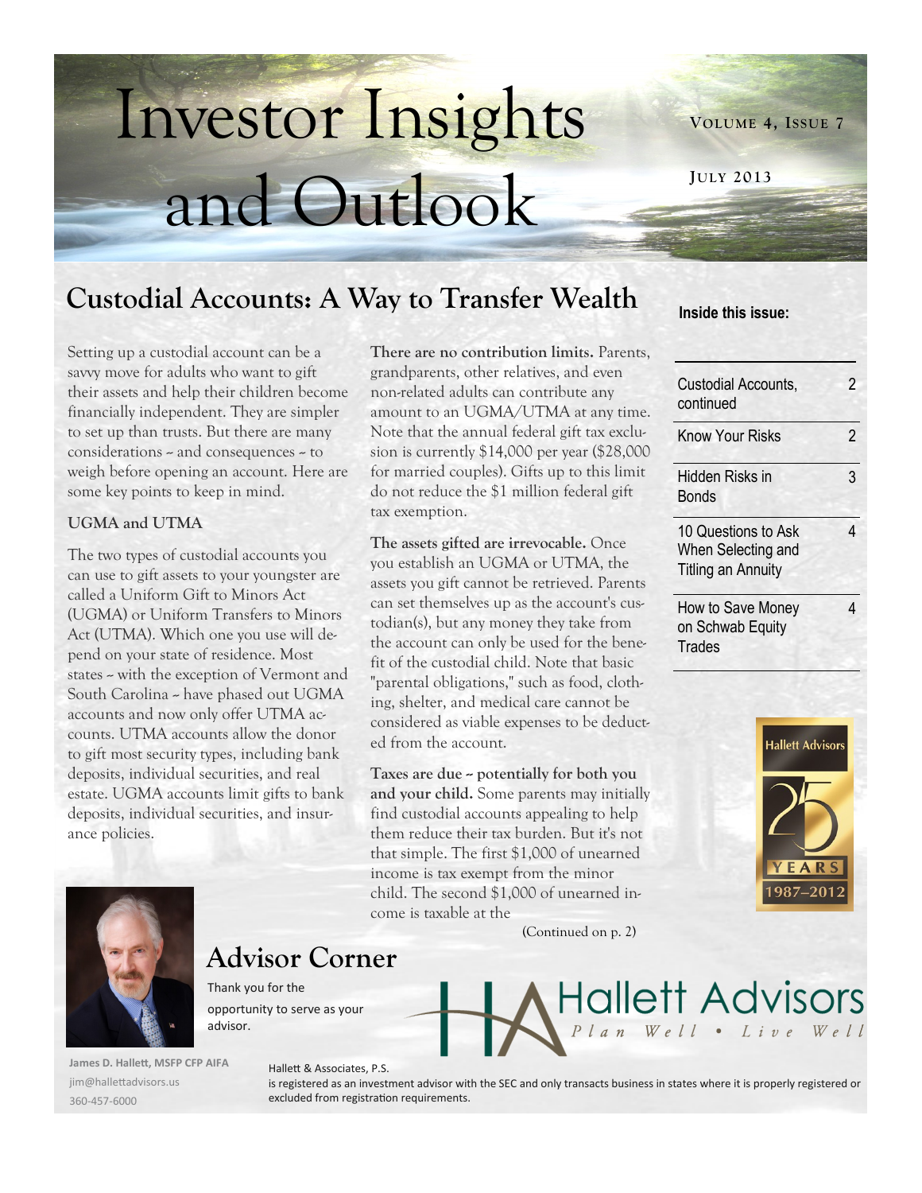# Investor Insights and Outlook

Volume 4, Issue 7

July 2013

## Custodial Accounts: A Way to Transfer Wealth

Setting up a custodial account can be a savvy move for adults who want to gift their assets and help their children become financially independent. They are simpler to set up than trusts. But there are many considerations -- and consequences -- to weigh before opening an account. Here are some key points to keep in mind.

**UGMA and UTMA**

The two types of custodial accounts you can use to gift assets to your youngster are called a Uniform Gift to Minors Act (UGMA) or Uniform Transfers to Minors Act (UTMA). Which one you use will depend on your state of residence. Most states -- with the exception of Vermont and South Carolina -- have phased out UGMA accounts and now only offer UTMA accounts. UTMA accounts allow the donor to gift most security types, including bank deposits, individual securities, and real estate. UGMA accounts limit gifts to bank deposits, individual securities, and insurance policies.

**There are no contribution limits.** Parents, grandparents, other relatives, and even non-related adults can contribute any amount to an UGMA/UTMA at any time. Note that the annual federal gift tax exclusion is currently $14,000 per year ($28,000 for married couples). Gifts up to this limit do not reduce the $1 million federal gift tax exemption.

**The assets gifted are irrevocable.** Once you establish an UGMA or UTMA, the assets you gift cannot be retrieved. Parents can set themselves up as the account's custodian(s), but any money they take from the account can only be used for the benefit of the custodial child. Note that basic "parental obligations," such as food, clothing, shelter, and medical care cannot be considered as viable expenses to be deducted from the account.

**Taxes are due -- potentially for both you and your child.** Some parents may initially find custodial accounts appealing to help them reduce their tax burden. But it's not that simple. The first $1,000 of unearned income is tax exempt from the minor child. The second $1,000 of unearned income is taxable at the

(Continued on p. 2)

**Inside this issue:**

| | |
|---|---|
| Custodial Accounts, continued | 2 |
| Know Your Risks | 2 |
| Hidden Risks in Bonds | 3 |
| 10 Questions to Ask When Selecting and Titling an Annuity | 4 |
| How to Save Money on Schwab Equity Trades | 4 |

Hallett Advisors 25 Years 1987–2012

## Advisor Corner

Thank you for the opportunity to serve as your advisor.

James D. Hallett, MSFP CFP AIFA
jim@hallettadvisors.us
360-457-6000

Hallett Advisors
*Plan Well • Live Well*

Hallett & Associates, P.S.
is registered as an investment advisor with the SEC and only transacts business in states where it is properly registered or excluded from registration requirements.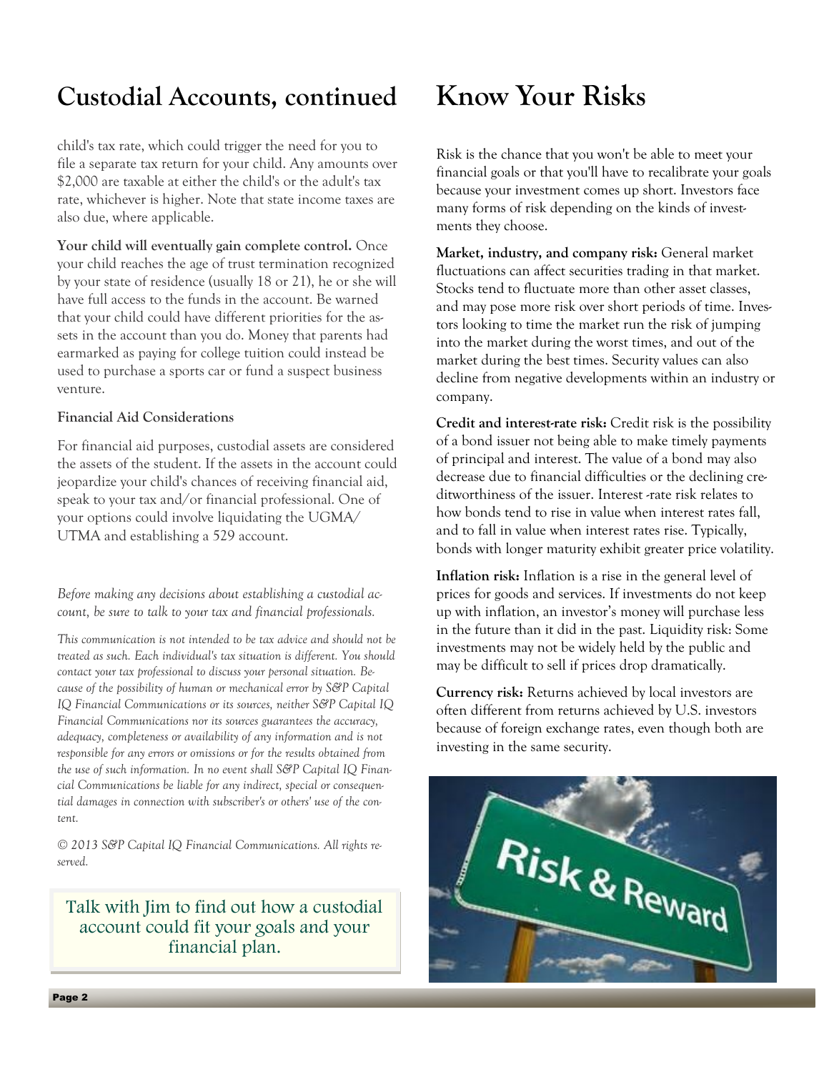## Custodial Accounts, continued

child's tax rate, which could trigger the need for you to file a separate tax return for your child. Any amounts over $2,000 are taxable at either the child's or the adult's tax rate, whichever is higher. Note that state income taxes are also due, where applicable.

**Your child will eventually gain complete control.** Once your child reaches the age of trust termination recognized by your state of residence (usually 18 or 21), he or she will have full access to the funds in the account. Be warned that your child could have different priorities for the assets in the account than you do. Money that parents had earmarked as paying for college tuition could instead be used to purchase a sports car or fund a suspect business venture.

**Financial Aid Considerations**

For financial aid purposes, custodial assets are considered the assets of the student. If the assets in the account could jeopardize your child's chances of receiving financial aid, speak to your tax and/or financial professional. One of your options could involve liquidating the UGMA/UTMA and establishing a 529 account.

*Before making any decisions about establishing a custodial account, be sure to talk to your tax and financial professionals.*

*This communication is not intended to be tax advice and should not be treated as such. Each individual's tax situation is different. You should contact your tax professional to discuss your personal situation. Because of the possibility of human or mechanical error by S&P Capital IQ Financial Communications or its sources, neither S&P Capital IQ Financial Communications nor its sources guarantees the accuracy, adequacy, completeness or availability of any information and is not responsible for any errors or omissions or for the results obtained from the use of such information. In no event shall S&P Capital IQ Financial Communications be liable for any indirect, special or consequential damages in connection with subscriber's or others' use of the content.*

*© 2013 S&P Capital IQ Financial Communications. All rights reserved.*

Talk with Jim to find out how a custodial account could fit your goals and your financial plan.

# Know Your Risks

Risk is the chance that you won't be able to meet your financial goals or that you'll have to recalibrate your goals because your investment comes up short. Investors face many forms of risk depending on the kinds of investments they choose.

**Market, industry, and company risk:** General market fluctuations can affect securities trading in that market. Stocks tend to fluctuate more than other asset classes, and may pose more risk over short periods of time. Investors looking to time the market run the risk of jumping into the market during the worst times, and out of the market during the best times. Security values can also decline from negative developments within an industry or company.

**Credit and interest-rate risk:** Credit risk is the possibility of a bond issuer not being able to make timely payments of principal and interest. The value of a bond may also decrease due to financial difficulties or the declining creditworthiness of the issuer. Interest -rate risk relates to how bonds tend to rise in value when interest rates fall, and to fall in value when interest rates rise. Typically, bonds with longer maturity exhibit greater price volatility.

**Inflation risk:** Inflation is a rise in the general level of prices for goods and services. If investments do not keep up with inflation, an investor's money will purchase less in the future than it did in the past. Liquidity risk: Some investments may not be widely held by the public and may be difficult to sell if prices drop dramatically.

**Currency risk:** Returns achieved by local investors are often different from returns achieved by U.S. investors because of foreign exchange rates, even though both are investing in the same security.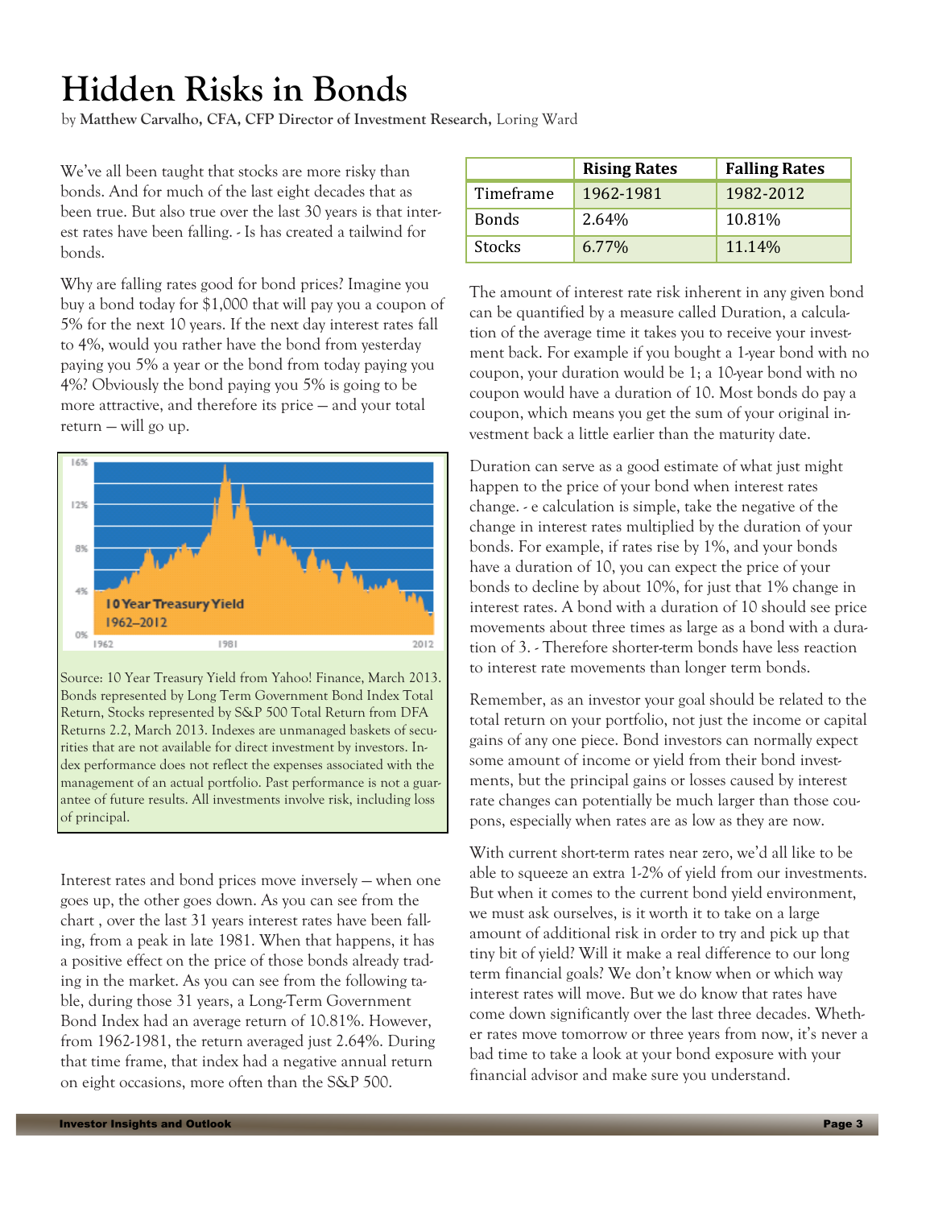# Hidden Risks in Bonds

by **Matthew Carvalho, CFA, CFP Director of Investment Research,** Loring Ward

We've all been taught that stocks are more risky than bonds. And for much of the last eight decades that as been true. But also true over the last 30 years is that interest rates have been falling. - Is has created a tailwind for bonds.

Why are falling rates good for bond prices? Imagine you buy a bond today for $1,000 that will pay you a coupon of 5% for the next 10 years. If the next day interest rates fall to 4%, would you rather have the bond from yesterday paying you 5% a year or the bond from today paying you 4%? Obviously the bond paying you 5% is going to be more attractive, and therefore its price — and your total return — will go up.

Source: 10 Year Treasury Yield from Yahoo! Finance, March 2013. Bonds represented by Long Term Government Bond Index Total Return, Stocks represented by S&P 500 Total Return from DFA Returns 2.2, March 2013. Indexes are unmanaged baskets of securities that are not available for direct investment by investors. Index performance does not reflect the expenses associated with the management of an actual portfolio. Past performance is not a guarantee of future results. All investments involve risk, including loss of principal.

Interest rates and bond prices move inversely — when one goes up, the other goes down. As you can see from the chart , over the last 31 years interest rates have been falling, from a peak in late 1981. When that happens, it has a positive effect on the price of those bonds already trading in the market. As you can see from the following table, during those 31 years, a Long-Term Government Bond Index had an average return of 10.81%. However, from 1962-1981, the return averaged just 2.64%. During that time frame, that index had a negative annual return on eight occasions, more often than the S&P 500.

| | Rising Rates | Falling Rates |
|---|---|---|
| Timeframe | 1962-1981 | 1982-2012 |
| Bonds | 2.64% | 10.81% |
| Stocks | 6.77% | 11.14% |

The amount of interest rate risk inherent in any given bond can be quantified by a measure called Duration, a calculation of the average time it takes you to receive your investment back. For example if you bought a 1-year bond with no coupon, your duration would be 1; a 10-year bond with no coupon would have a duration of 10. Most bonds do pay a coupon, which means you get the sum of your original investment back a little earlier than the maturity date.

Duration can serve as a good estimate of what just might happen to the price of your bond when interest rates change. - e calculation is simple, take the negative of the change in interest rates multiplied by the duration of your bonds. For example, if rates rise by 1%, and your bonds have a duration of 10, you can expect the price of your bonds to decline by about 10%, for just that 1% change in interest rates. A bond with a duration of 10 should see price movements about three times as large as a bond with a duration of 3. - Therefore shorter-term bonds have less reaction to interest rate movements than longer term bonds.

Remember, as an investor your goal should be related to the total return on your portfolio, not just the income or capital gains of any one piece. Bond investors can normally expect some amount of income or yield from their bond investments, but the principal gains or losses caused by interest rate changes can potentially be much larger than those coupons, especially when rates are as low as they are now.

With current short-term rates near zero, we'd all like to be able to squeeze an extra 1-2% of yield from our investments. But when it comes to the current bond yield environment, we must ask ourselves, is it worth it to take on a large amount of additional risk in order to try and pick up that tiny bit of yield? Will it make a real difference to our long term financial goals? We don't know when or which way interest rates will move. But we do know that rates have come down significantly over the last three decades. Whether rates move tomorrow or three years from now, it's never a bad time to take a look at your bond exposure with your financial advisor and make sure you understand.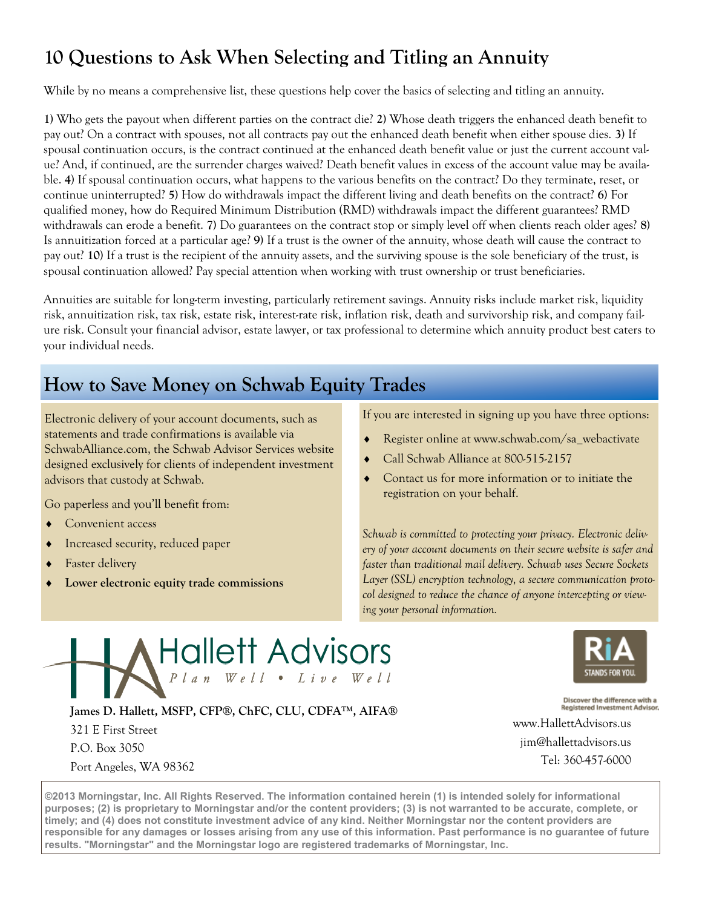## 10 Questions to Ask When Selecting and Titling an Annuity

While by no means a comprehensive list, these questions help cover the basics of selecting and titling an annuity.

**1)** Who gets the payout when different parties on the contract die? **2)** Whose death triggers the enhanced death benefit to pay out? On a contract with spouses, not all contracts pay out the enhanced death benefit when either spouse dies. **3)** If spousal continuation occurs, is the contract continued at the enhanced death benefit value or just the current account value? And, if continued, are the surrender charges waived? Death benefit values in excess of the account value may be available. **4)** If spousal continuation occurs, what happens to the various benefits on the contract? Do they terminate, reset, or continue uninterrupted? **5)** How do withdrawals impact the different living and death benefits on the contract? **6)** For qualified money, how do Required Minimum Distribution (RMD) withdrawals impact the different guarantees? RMD withdrawals can erode a benefit. **7)** Do guarantees on the contract stop or simply level off when clients reach older ages? **8)** Is annuitization forced at a particular age? **9)** If a trust is the owner of the annuity, whose death will cause the contract to pay out? **10)** If a trust is the recipient of the annuity assets, and the surviving spouse is the sole beneficiary of the trust, is spousal continuation allowed? Pay special attention when working with trust ownership or trust beneficiaries.

Annuities are suitable for long-term investing, particularly retirement savings. Annuity risks include market risk, liquidity risk, annuitization risk, tax risk, estate risk, interest-rate risk, inflation risk, death and survivorship risk, and company failure risk. Consult your financial advisor, estate lawyer, or tax professional to determine which annuity product best caters to your individual needs.

## How to Save Money on Schwab Equity Trades

Electronic delivery of your account documents, such as statements and trade confirmations is available via SchwabAlliance.com, the Schwab Advisor Services website designed exclusively for clients of independent investment advisors that custody at Schwab.

Go paperless and you'll benefit from:

- Convenient access
- Increased security, reduced paper
- Faster delivery
- **Lower electronic equity trade commissions**

If you are interested in signing up you have three options:

- Register online at www.schwab.com/sa_webactivate
- Call Schwab Alliance at 800-515-2157
- Contact us for more information or to initiate the registration on your behalf.

*Schwab is committed to protecting your privacy. Electronic delivery of your account documents on their secure website is safer and faster than traditional mail delivery. Schwab uses Secure Sockets Layer (SSL) encryption technology, a secure communication protocol designed to reduce the chance of anyone intercepting or viewing your personal information.*

Hallett Advisors
*Plan Well • Live Well*

**James D. Hallett, MSFP, CFP®, ChFC, CLU, CDFA™, AIFA®**
321 E First Street
P.O. Box 3050
Port Angeles, WA 98362

RIA STANDS FOR YOU.
Discover the difference with a Registered Investment Advisor.

www.HallettAdvisors.us
jim@hallettadvisors.us
Tel: 360-457-6000

**©2013 Morningstar, Inc. All Rights Reserved. The information contained herein (1) is intended solely for informational purposes; (2) is proprietary to Morningstar and/or the content providers; (3) is not warranted to be accurate, complete, or timely; and (4) does not constitute investment advice of any kind. Neither Morningstar nor the content providers are responsible for any damages or losses arising from any use of this information. Past performance is no guarantee of future results. "Morningstar" and the Morningstar logo are registered trademarks of Morningstar, Inc.**